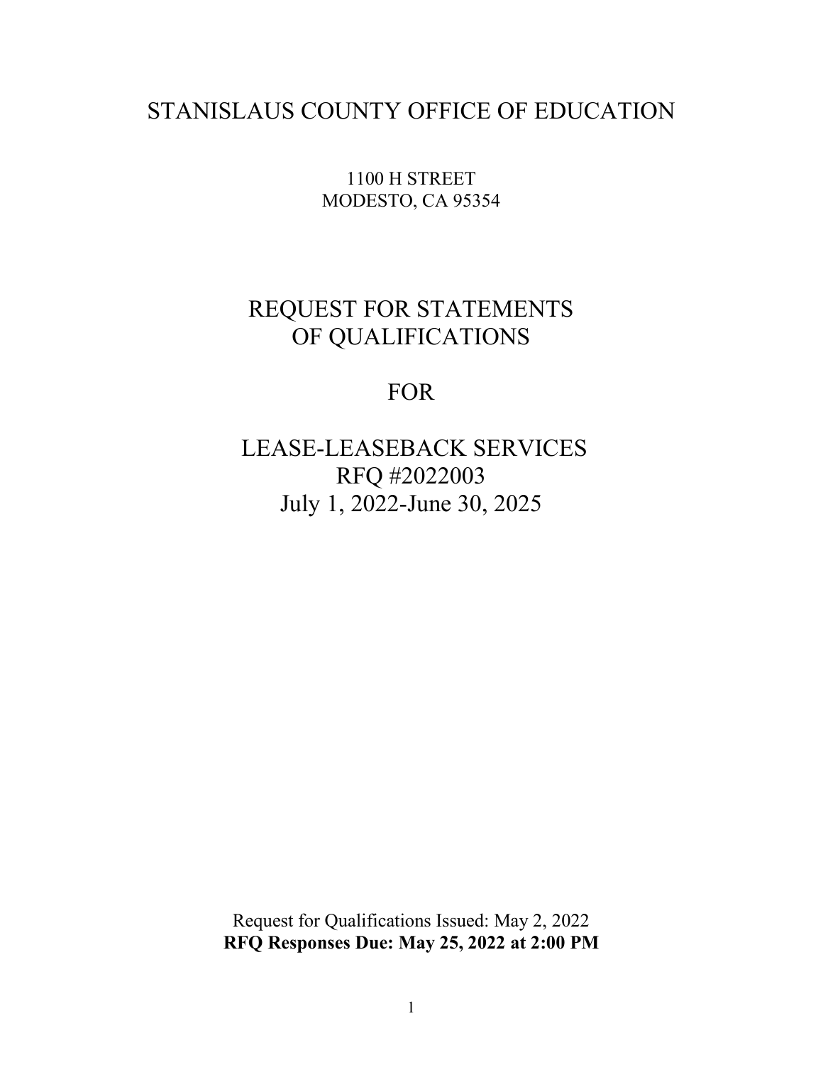# STANISLAUS COUNTY OFFICE OF EDUCATION

1100 H STREET
MODESTO, CA 95354

# REQUEST FOR STATEMENTS OF QUALIFICATIONS

# FOR

# LEASE-LEASEBACK SERVICES
## RFQ #2022003
## July 1, 2022-June 30, 2025

Request for Qualifications Issued: May 2, 2022

**RFQ Responses Due: May 25, 2022 at 2:00 PM**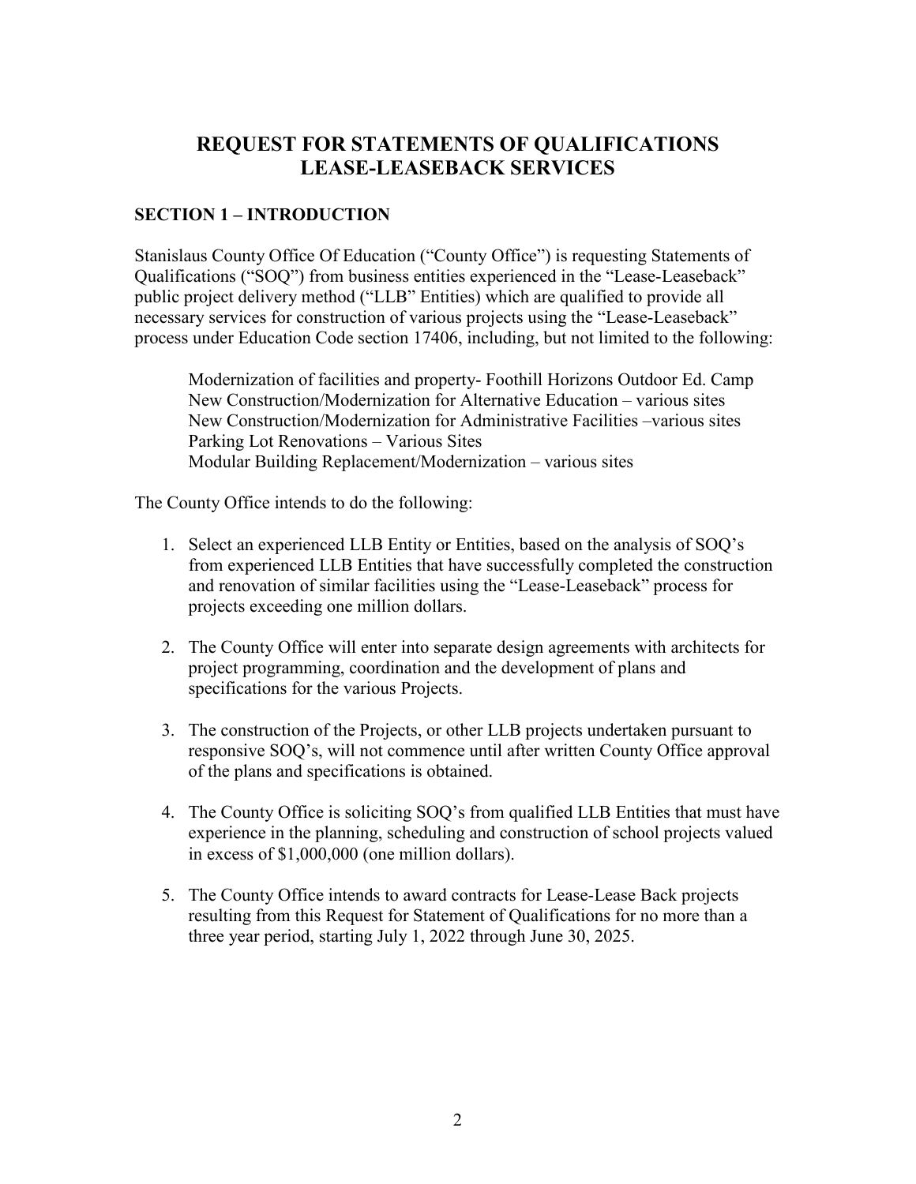# REQUEST FOR STATEMENTS OF QUALIFICATIONS
# LEASE-LEASEBACK SERVICES

## SECTION 1 – INTRODUCTION

Stanislaus County Office Of Education ("County Office") is requesting Statements of Qualifications ("SOQ") from business entities experienced in the "Lease-Leaseback" public project delivery method ("LLB" Entities) which are qualified to provide all necessary services for construction of various projects using the "Lease-Leaseback" process under Education Code section 17406, including, but not limited to the following:

Modernization of facilities and property- Foothill Horizons Outdoor Ed. Camp
New Construction/Modernization for Alternative Education – various sites
New Construction/Modernization for Administrative Facilities –various sites
Parking Lot Renovations – Various Sites
Modular Building Replacement/Modernization – various sites

The County Office intends to do the following:

1. Select an experienced LLB Entity or Entities, based on the analysis of SOQ's from experienced LLB Entities that have successfully completed the construction and renovation of similar facilities using the "Lease-Leaseback" process for projects exceeding one million dollars.

2. The County Office will enter into separate design agreements with architects for project programming, coordination and the development of plans and specifications for the various Projects.

3. The construction of the Projects, or other LLB projects undertaken pursuant to responsive SOQ's, will not commence until after written County Office approval of the plans and specifications is obtained.

4. The County Office is soliciting SOQ's from qualified LLB Entities that must have experience in the planning, scheduling and construction of school projects valued in excess of $1,000,000 (one million dollars).

5. The County Office intends to award contracts for Lease-Lease Back projects resulting from this Request for Statement of Qualifications for no more than a three year period, starting July 1, 2022 through June 30, 2025.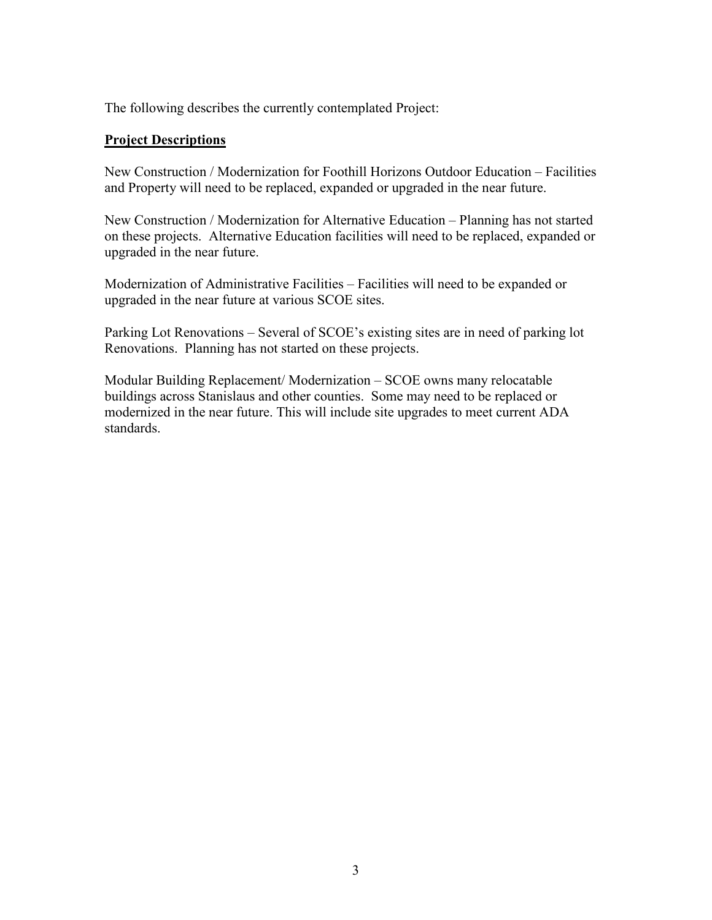The following describes the currently contemplated Project:

**Project Descriptions**

New Construction / Modernization for Foothill Horizons Outdoor Education – Facilities and Property will need to be replaced, expanded or upgraded in the near future.

New Construction / Modernization for Alternative Education – Planning has not started on these projects. Alternative Education facilities will need to be replaced, expanded or upgraded in the near future.

Modernization of Administrative Facilities – Facilities will need to be expanded or upgraded in the near future at various SCOE sites.

Parking Lot Renovations – Several of SCOE's existing sites are in need of parking lot Renovations. Planning has not started on these projects.

Modular Building Replacement/ Modernization – SCOE owns many relocatable buildings across Stanislaus and other counties. Some may need to be replaced or modernized in the near future. This will include site upgrades to meet current ADA standards.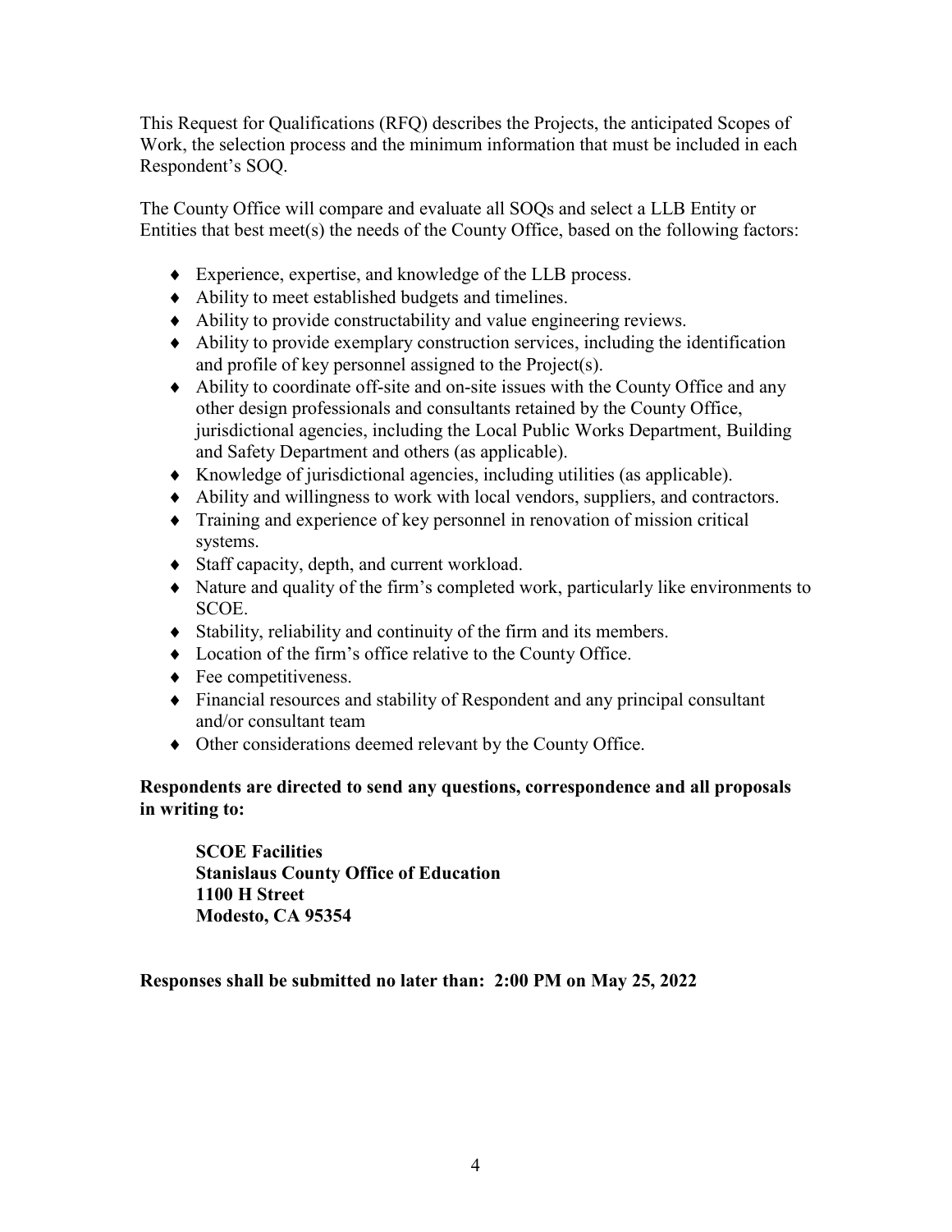This Request for Qualifications (RFQ) describes the Projects, the anticipated Scopes of Work, the selection process and the minimum information that must be included in each Respondent's SOQ.

The County Office will compare and evaluate all SOQs and select a LLB Entity or Entities that best meet(s) the needs of the County Office, based on the following factors:

- Experience, expertise, and knowledge of the LLB process.
- Ability to meet established budgets and timelines.
- Ability to provide constructability and value engineering reviews.
- Ability to provide exemplary construction services, including the identification and profile of key personnel assigned to the Project(s).
- Ability to coordinate off-site and on-site issues with the County Office and any other design professionals and consultants retained by the County Office, jurisdictional agencies, including the Local Public Works Department, Building and Safety Department and others (as applicable).
- Knowledge of jurisdictional agencies, including utilities (as applicable).
- Ability and willingness to work with local vendors, suppliers, and contractors.
- Training and experience of key personnel in renovation of mission critical systems.
- Staff capacity, depth, and current workload.
- Nature and quality of the firm's completed work, particularly like environments to SCOE.
- Stability, reliability and continuity of the firm and its members.
- Location of the firm's office relative to the County Office.
- Fee competitiveness.
- Financial resources and stability of Respondent and any principal consultant and/or consultant team
- Other considerations deemed relevant by the County Office.

**Respondents are directed to send any questions, correspondence and all proposals in writing to:**

**SCOE Facilities**
**Stanislaus County Office of Education**
**1100 H Street**
**Modesto, CA 95354**

**Responses shall be submitted no later than: 2:00 PM on May 25, 2022**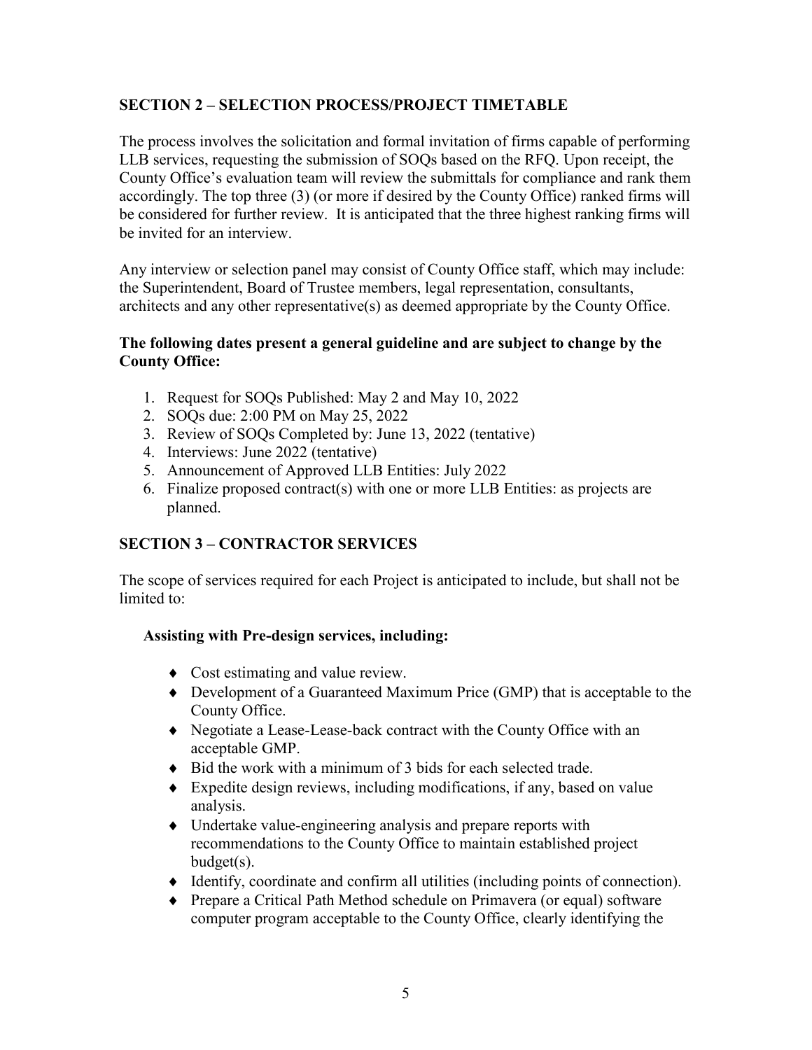## SECTION 2 – SELECTION PROCESS/PROJECT TIMETABLE

The process involves the solicitation and formal invitation of firms capable of performing LLB services, requesting the submission of SOQs based on the RFQ. Upon receipt, the County Office's evaluation team will review the submittals for compliance and rank them accordingly. The top three (3) (or more if desired by the County Office) ranked firms will be considered for further review. It is anticipated that the three highest ranking firms will be invited for an interview.

Any interview or selection panel may consist of County Office staff, which may include: the Superintendent, Board of Trustee members, legal representation, consultants, architects and any other representative(s) as deemed appropriate by the County Office.

**The following dates present a general guideline and are subject to change by the County Office:**

1. Request for SOQs Published: May 2 and May 10, 2022
2. SOQs due: 2:00 PM on May 25, 2022
3. Review of SOQs Completed by: June 13, 2022 (tentative)
4. Interviews: June 2022 (tentative)
5. Announcement of Approved LLB Entities: July 2022
6. Finalize proposed contract(s) with one or more LLB Entities: as projects are planned.

## SECTION 3 – CONTRACTOR SERVICES

The scope of services required for each Project is anticipated to include, but shall not be limited to:

**Assisting with Pre-design services, including:**

- Cost estimating and value review.
- Development of a Guaranteed Maximum Price (GMP) that is acceptable to the County Office.
- Negotiate a Lease-Lease-back contract with the County Office with an acceptable GMP.
- Bid the work with a minimum of 3 bids for each selected trade.
- Expedite design reviews, including modifications, if any, based on value analysis.
- Undertake value-engineering analysis and prepare reports with recommendations to the County Office to maintain established project budget(s).
- Identify, coordinate and confirm all utilities (including points of connection).
- Prepare a Critical Path Method schedule on Primavera (or equal) software computer program acceptable to the County Office, clearly identifying the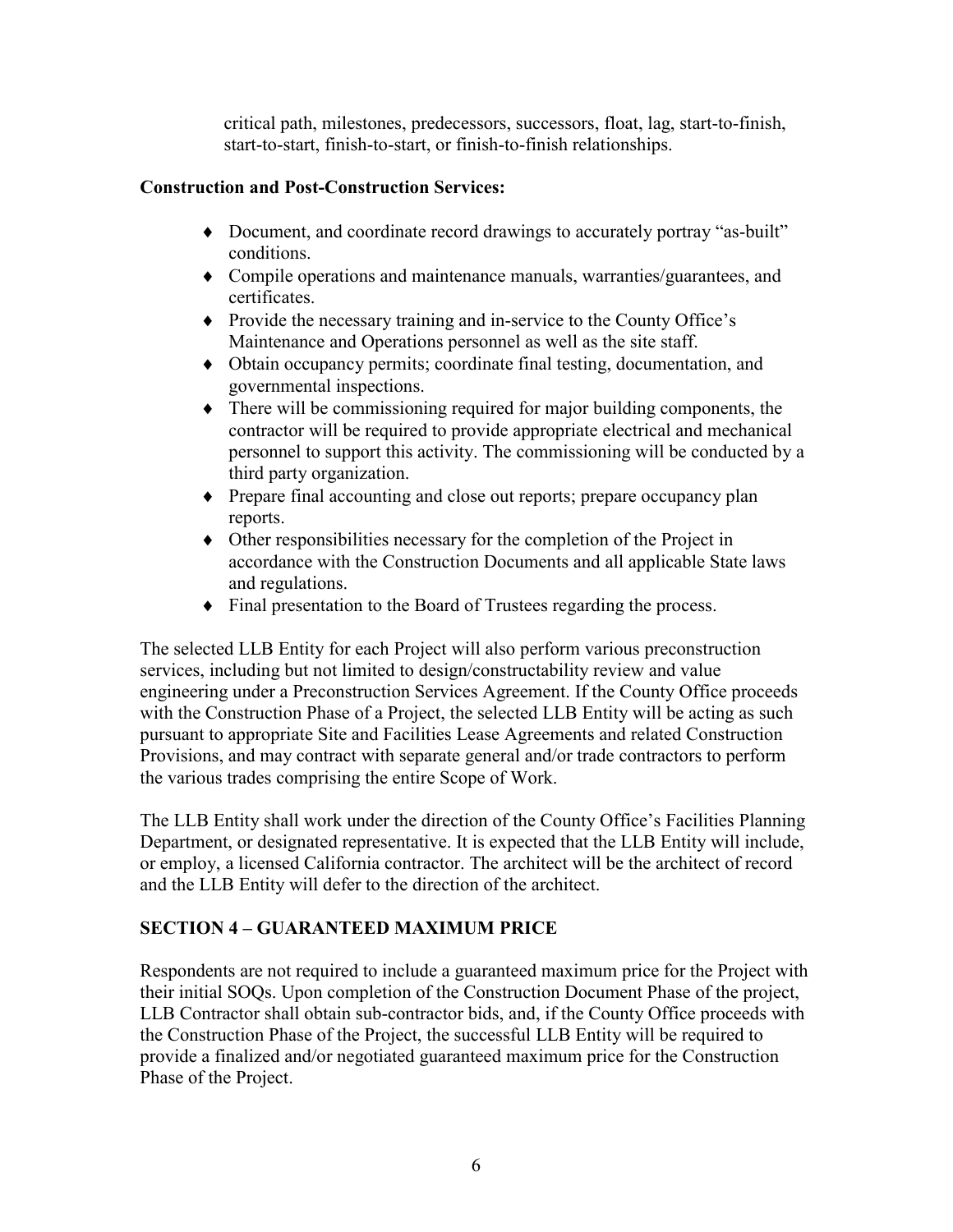critical path, milestones, predecessors, successors, float, lag, start-to-finish, start-to-start, finish-to-start, or finish-to-finish relationships.

**Construction and Post-Construction Services:**

- Document, and coordinate record drawings to accurately portray "as-built" conditions.
- Compile operations and maintenance manuals, warranties/guarantees, and certificates.
- Provide the necessary training and in-service to the County Office's Maintenance and Operations personnel as well as the site staff.
- Obtain occupancy permits; coordinate final testing, documentation, and governmental inspections.
- There will be commissioning required for major building components, the contractor will be required to provide appropriate electrical and mechanical personnel to support this activity. The commissioning will be conducted by a third party organization.
- Prepare final accounting and close out reports; prepare occupancy plan reports.
- Other responsibilities necessary for the completion of the Project in accordance with the Construction Documents and all applicable State laws and regulations.
- Final presentation to the Board of Trustees regarding the process.

The selected LLB Entity for each Project will also perform various preconstruction services, including but not limited to design/constructability review and value engineering under a Preconstruction Services Agreement. If the County Office proceeds with the Construction Phase of a Project, the selected LLB Entity will be acting as such pursuant to appropriate Site and Facilities Lease Agreements and related Construction Provisions, and may contract with separate general and/or trade contractors to perform the various trades comprising the entire Scope of Work.

The LLB Entity shall work under the direction of the County Office's Facilities Planning Department, or designated representative. It is expected that the LLB Entity will include, or employ, a licensed California contractor. The architect will be the architect of record and the LLB Entity will defer to the direction of the architect.

## SECTION 4 – GUARANTEED MAXIMUM PRICE

Respondents are not required to include a guaranteed maximum price for the Project with their initial SOQs. Upon completion of the Construction Document Phase of the project, LLB Contractor shall obtain sub-contractor bids, and, if the County Office proceeds with the Construction Phase of the Project, the successful LLB Entity will be required to provide a finalized and/or negotiated guaranteed maximum price for the Construction Phase of the Project.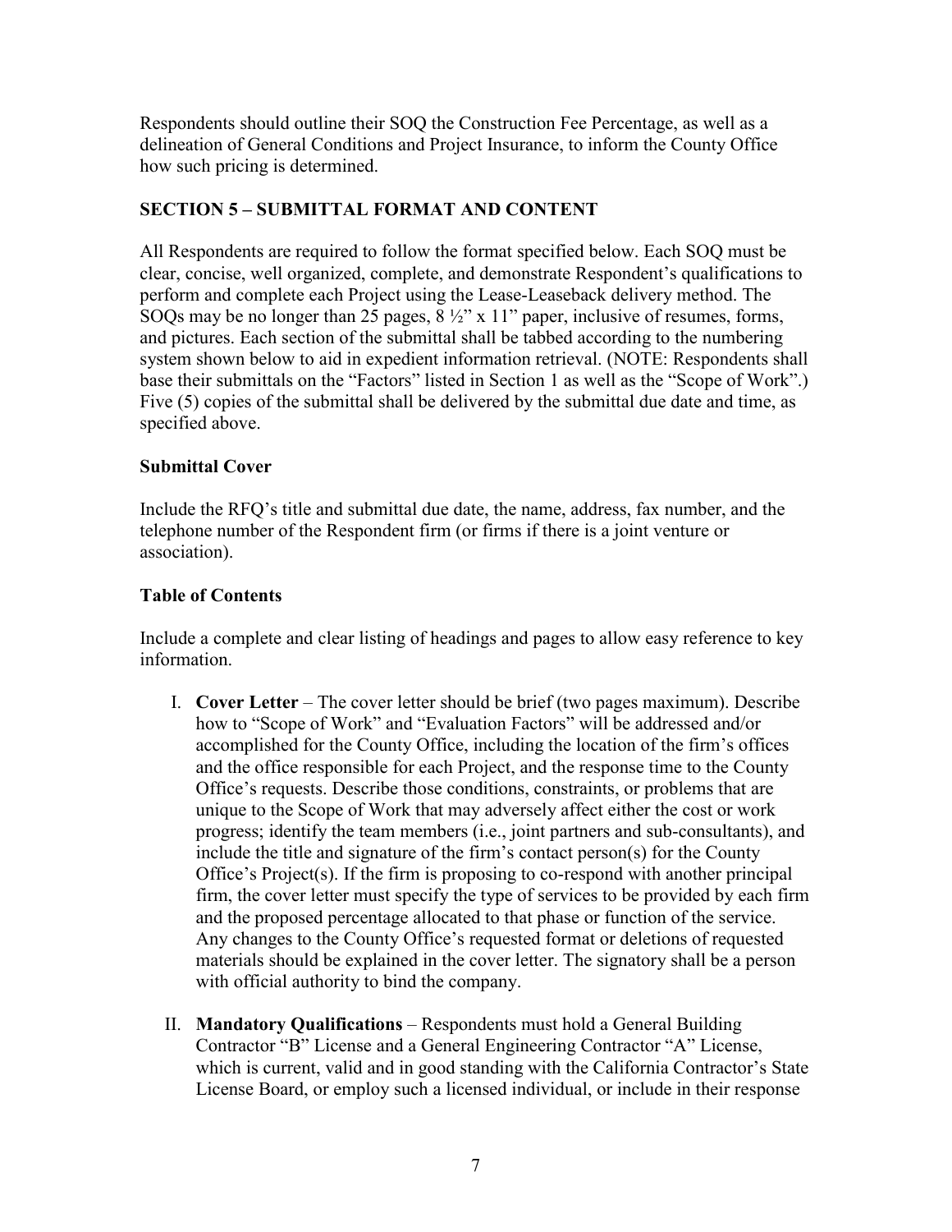Respondents should outline their SOQ the Construction Fee Percentage, as well as a delineation of General Conditions and Project Insurance, to inform the County Office how such pricing is determined.

## SECTION 5 – SUBMITTAL FORMAT AND CONTENT

All Respondents are required to follow the format specified below. Each SOQ must be clear, concise, well organized, complete, and demonstrate Respondent's qualifications to perform and complete each Project using the Lease-Leaseback delivery method. The SOQs may be no longer than 25 pages, 8 ½" x 11" paper, inclusive of resumes, forms, and pictures. Each section of the submittal shall be tabbed according to the numbering system shown below to aid in expedient information retrieval. (NOTE: Respondents shall base their submittals on the "Factors" listed in Section 1 as well as the "Scope of Work".) Five (5) copies of the submittal shall be delivered by the submittal due date and time, as specified above.

### Submittal Cover

Include the RFQ's title and submittal due date, the name, address, fax number, and the telephone number of the Respondent firm (or firms if there is a joint venture or association).

### Table of Contents

Include a complete and clear listing of headings and pages to allow easy reference to key information.

I. **Cover Letter** – The cover letter should be brief (two pages maximum). Describe how to "Scope of Work" and "Evaluation Factors" will be addressed and/or accomplished for the County Office, including the location of the firm's offices and the office responsible for each Project, and the response time to the County Office's requests. Describe those conditions, constraints, or problems that are unique to the Scope of Work that may adversely affect either the cost or work progress; identify the team members (i.e., joint partners and sub-consultants), and include the title and signature of the firm's contact person(s) for the County Office's Project(s). If the firm is proposing to co-respond with another principal firm, the cover letter must specify the type of services to be provided by each firm and the proposed percentage allocated to that phase or function of the service. Any changes to the County Office's requested format or deletions of requested materials should be explained in the cover letter. The signatory shall be a person with official authority to bind the company.

II. **Mandatory Qualifications** – Respondents must hold a General Building Contractor "B" License and a General Engineering Contractor "A" License, which is current, valid and in good standing with the California Contractor's State License Board, or employ such a licensed individual, or include in their response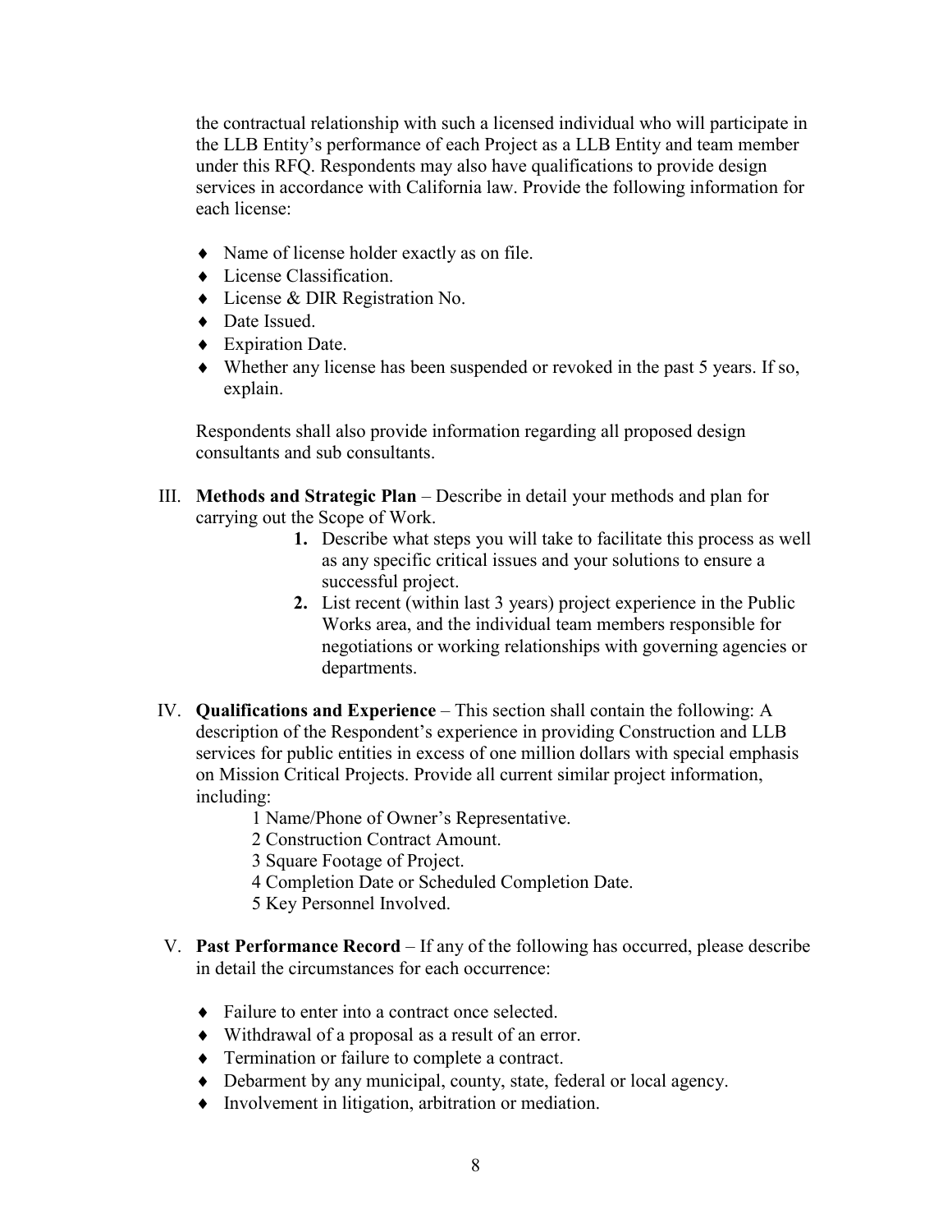the contractual relationship with such a licensed individual who will participate in the LLB Entity's performance of each Project as a LLB Entity and team member under this RFQ. Respondents may also have qualifications to provide design services in accordance with California law. Provide the following information for each license:

- Name of license holder exactly as on file.
- License Classification.
- License & DIR Registration No.
- Date Issued.
- Expiration Date.
- Whether any license has been suspended or revoked in the past 5 years. If so, explain.

Respondents shall also provide information regarding all proposed design consultants and sub consultants.

III. **Methods and Strategic Plan** – Describe in detail your methods and plan for carrying out the Scope of Work.

1. Describe what steps you will take to facilitate this process as well as any specific critical issues and your solutions to ensure a successful project.
2. List recent (within last 3 years) project experience in the Public Works area, and the individual team members responsible for negotiations or working relationships with governing agencies or departments.

IV. **Qualifications and Experience** – This section shall contain the following: A description of the Respondent's experience in providing Construction and LLB services for public entities in excess of one million dollars with special emphasis on Mission Critical Projects. Provide all current similar project information, including:

1 Name/Phone of Owner's Representative.
2 Construction Contract Amount.
3 Square Footage of Project.
4 Completion Date or Scheduled Completion Date.
5 Key Personnel Involved.

V. **Past Performance Record** – If any of the following has occurred, please describe in detail the circumstances for each occurrence:

- Failure to enter into a contract once selected.
- Withdrawal of a proposal as a result of an error.
- Termination or failure to complete a contract.
- Debarment by any municipal, county, state, federal or local agency.
- Involvement in litigation, arbitration or mediation.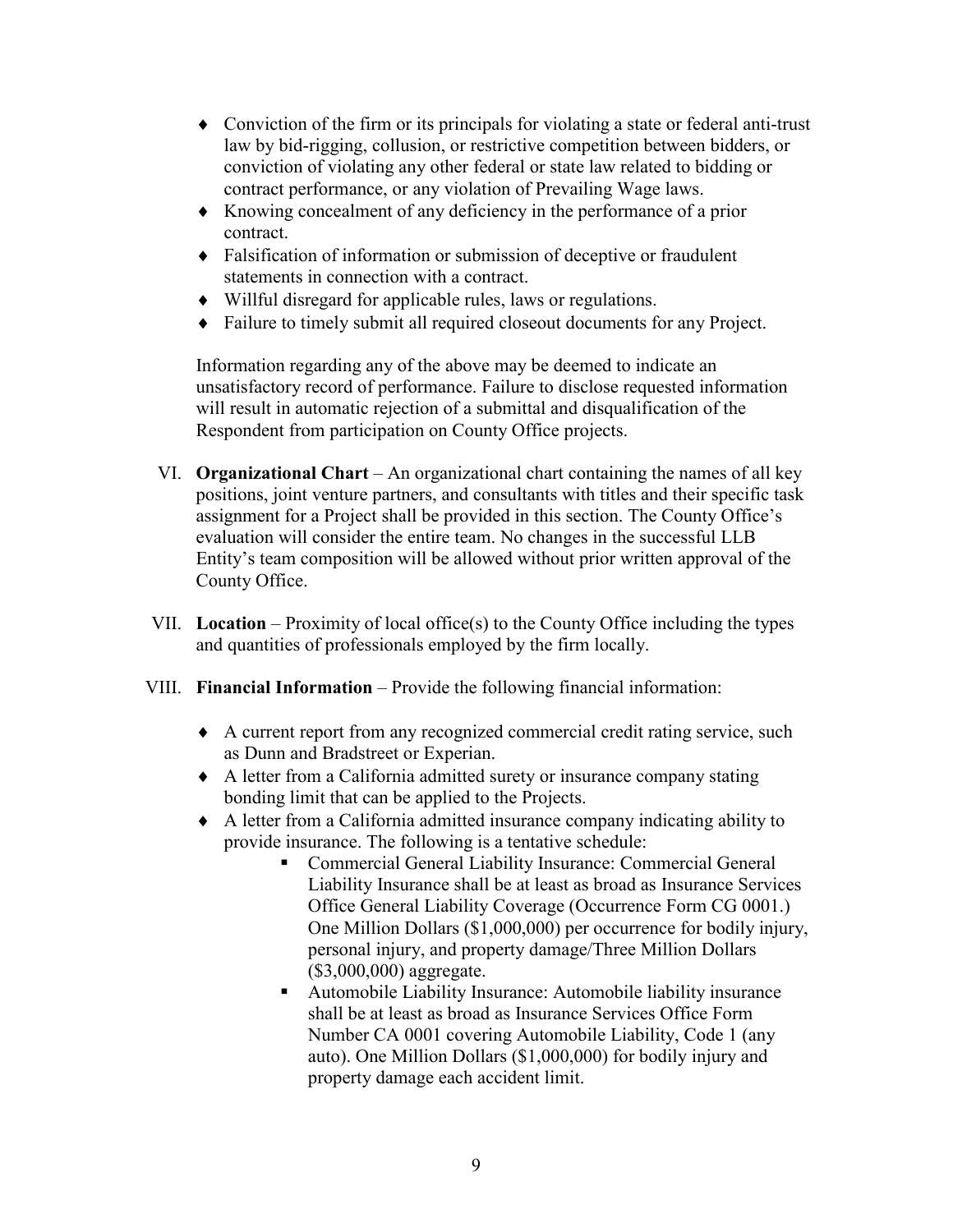- Conviction of the firm or its principals for violating a state or federal anti-trust law by bid-rigging, collusion, or restrictive competition between bidders, or conviction of violating any other federal or state law related to bidding or contract performance, or any violation of Prevailing Wage laws.
- Knowing concealment of any deficiency in the performance of a prior contract.
- Falsification of information or submission of deceptive or fraudulent statements in connection with a contract.
- Willful disregard for applicable rules, laws or regulations.
- Failure to timely submit all required closeout documents for any Project.

Information regarding any of the above may be deemed to indicate an unsatisfactory record of performance. Failure to disclose requested information will result in automatic rejection of a submittal and disqualification of the Respondent from participation on County Office projects.

VI. **Organizational Chart** – An organizational chart containing the names of all key positions, joint venture partners, and consultants with titles and their specific task assignment for a Project shall be provided in this section. The County Office's evaluation will consider the entire team. No changes in the successful LLB Entity's team composition will be allowed without prior written approval of the County Office.

VII. **Location** – Proximity of local office(s) to the County Office including the types and quantities of professionals employed by the firm locally.

VIII. **Financial Information** – Provide the following financial information:

- A current report from any recognized commercial credit rating service, such as Dunn and Bradstreet or Experian.
- A letter from a California admitted surety or insurance company stating bonding limit that can be applied to the Projects.
- A letter from a California admitted insurance company indicating ability to provide insurance. The following is a tentative schedule:
  - Commercial General Liability Insurance: Commercial General Liability Insurance shall be at least as broad as Insurance Services Office General Liability Coverage (Occurrence Form CG 0001.) One Million Dollars ($1,000,000) per occurrence for bodily injury, personal injury, and property damage/Three Million Dollars ($3,000,000) aggregate.
  - Automobile Liability Insurance: Automobile liability insurance shall be at least as broad as Insurance Services Office Form Number CA 0001 covering Automobile Liability, Code 1 (any auto). One Million Dollars ($1,000,000) for bodily injury and property damage each accident limit.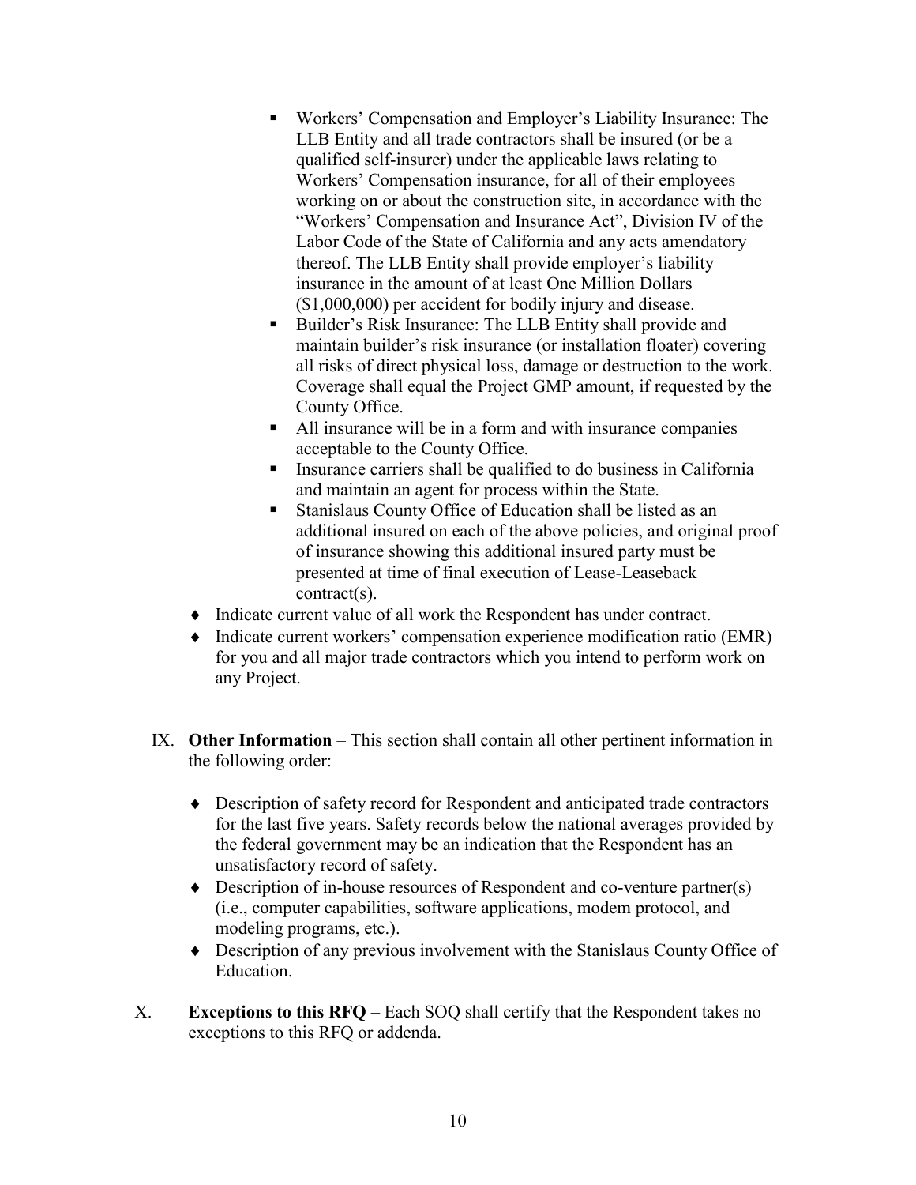- Workers' Compensation and Employer's Liability Insurance: The LLB Entity and all trade contractors shall be insured (or be a qualified self-insurer) under the applicable laws relating to Workers' Compensation insurance, for all of their employees working on or about the construction site, in accordance with the "Workers' Compensation and Insurance Act", Division IV of the Labor Code of the State of California and any acts amendatory thereof. The LLB Entity shall provide employer's liability insurance in the amount of at least One Million Dollars ($1,000,000) per accident for bodily injury and disease.
- Builder's Risk Insurance: The LLB Entity shall provide and maintain builder's risk insurance (or installation floater) covering all risks of direct physical loss, damage or destruction to the work. Coverage shall equal the Project GMP amount, if requested by the County Office.
- All insurance will be in a form and with insurance companies acceptable to the County Office.
- Insurance carriers shall be qualified to do business in California and maintain an agent for process within the State.
- Stanislaus County Office of Education shall be listed as an additional insured on each of the above policies, and original proof of insurance showing this additional insured party must be presented at time of final execution of Lease-Leaseback contract(s).

- Indicate current value of all work the Respondent has under contract.
- Indicate current workers' compensation experience modification ratio (EMR) for you and all major trade contractors which you intend to perform work on any Project.

IX. **Other Information** – This section shall contain all other pertinent information in the following order:

- Description of safety record for Respondent and anticipated trade contractors for the last five years. Safety records below the national averages provided by the federal government may be an indication that the Respondent has an unsatisfactory record of safety.
- Description of in-house resources of Respondent and co-venture partner(s) (i.e., computer capabilities, software applications, modem protocol, and modeling programs, etc.).
- Description of any previous involvement with the Stanislaus County Office of Education.

X. **Exceptions to this RFQ** – Each SOQ shall certify that the Respondent takes no exceptions to this RFQ or addenda.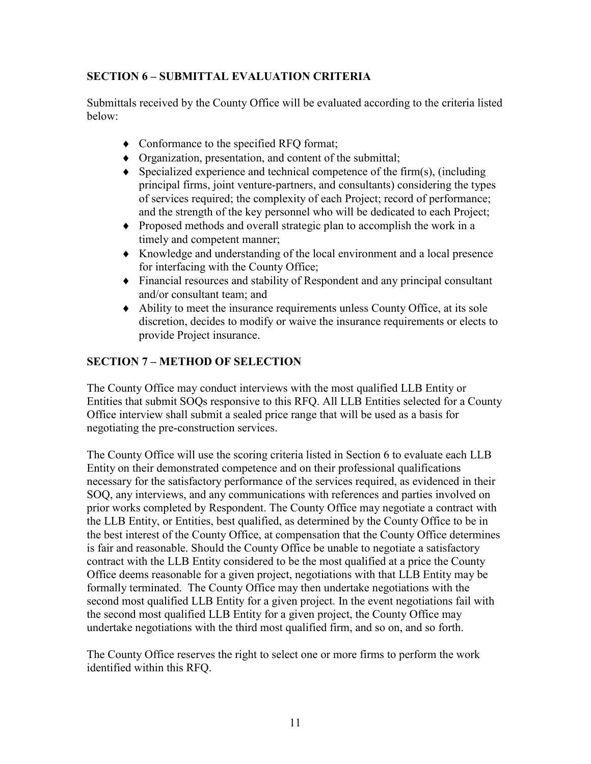## SECTION 6 – SUBMITTAL EVALUATION CRITERIA

Submittals received by the County Office will be evaluated according to the criteria listed below:

- Conformance to the specified RFQ format;
- Organization, presentation, and content of the submittal;
- Specialized experience and technical competence of the firm(s), (including principal firms, joint venture-partners, and consultants) considering the types of services required; the complexity of each Project; record of performance; and the strength of the key personnel who will be dedicated to each Project;
- Proposed methods and overall strategic plan to accomplish the work in a timely and competent manner;
- Knowledge and understanding of the local environment and a local presence for interfacing with the County Office;
- Financial resources and stability of Respondent and any principal consultant and/or consultant team; and
- Ability to meet the insurance requirements unless County Office, at its sole discretion, decides to modify or waive the insurance requirements or elects to provide Project insurance.

## SECTION 7 – METHOD OF SELECTION

The County Office may conduct interviews with the most qualified LLB Entity or Entities that submit SOQs responsive to this RFQ. All LLB Entities selected for a County Office interview shall submit a sealed price range that will be used as a basis for negotiating the pre-construction services.

The County Office will use the scoring criteria listed in Section 6 to evaluate each LLB Entity on their demonstrated competence and on their professional qualifications necessary for the satisfactory performance of the services required, as evidenced in their SOQ, any interviews, and any communications with references and parties involved on prior works completed by Respondent. The County Office may negotiate a contract with the LLB Entity, or Entities, best qualified, as determined by the County Office to be in the best interest of the County Office, at compensation that the County Office determines is fair and reasonable. Should the County Office be unable to negotiate a satisfactory contract with the LLB Entity considered to be the most qualified at a price the County Office deems reasonable for a given project, negotiations with that LLB Entity may be formally terminated. The County Office may then undertake negotiations with the second most qualified LLB Entity for a given project. In the event negotiations fail with the second most qualified LLB Entity for a given project, the County Office may undertake negotiations with the third most qualified firm, and so on, and so forth.

The County Office reserves the right to select one or more firms to perform the work identified within this RFQ.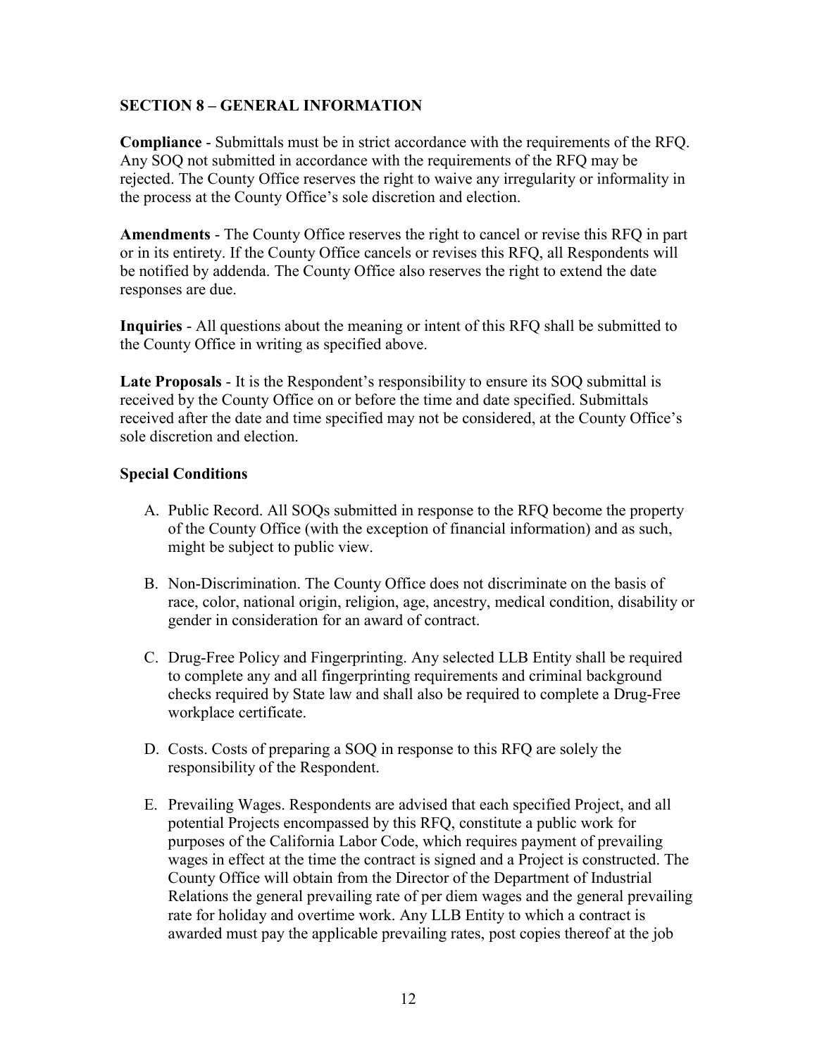## SECTION 8 – GENERAL INFORMATION

**Compliance** - Submittals must be in strict accordance with the requirements of the RFQ. Any SOQ not submitted in accordance with the requirements of the RFQ may be rejected. The County Office reserves the right to waive any irregularity or informality in the process at the County Office's sole discretion and election.

**Amendments** - The County Office reserves the right to cancel or revise this RFQ in part or in its entirety. If the County Office cancels or revises this RFQ, all Respondents will be notified by addenda. The County Office also reserves the right to extend the date responses are due.

**Inquiries** - All questions about the meaning or intent of this RFQ shall be submitted to the County Office in writing as specified above.

**Late Proposals** - It is the Respondent's responsibility to ensure its SOQ submittal is received by the County Office on or before the time and date specified. Submittals received after the date and time specified may not be considered, at the County Office's sole discretion and election.

**Special Conditions**

A. Public Record. All SOQs submitted in response to the RFQ become the property of the County Office (with the exception of financial information) and as such, might be subject to public view.

B. Non-Discrimination. The County Office does not discriminate on the basis of race, color, national origin, religion, age, ancestry, medical condition, disability or gender in consideration for an award of contract.

C. Drug-Free Policy and Fingerprinting. Any selected LLB Entity shall be required to complete any and all fingerprinting requirements and criminal background checks required by State law and shall also be required to complete a Drug-Free workplace certificate.

D. Costs. Costs of preparing a SOQ in response to this RFQ are solely the responsibility of the Respondent.

E. Prevailing Wages. Respondents are advised that each specified Project, and all potential Projects encompassed by this RFQ, constitute a public work for purposes of the California Labor Code, which requires payment of prevailing wages in effect at the time the contract is signed and a Project is constructed. The County Office will obtain from the Director of the Department of Industrial Relations the general prevailing rate of per diem wages and the general prevailing rate for holiday and overtime work. Any LLB Entity to which a contract is awarded must pay the applicable prevailing rates, post copies thereof at the job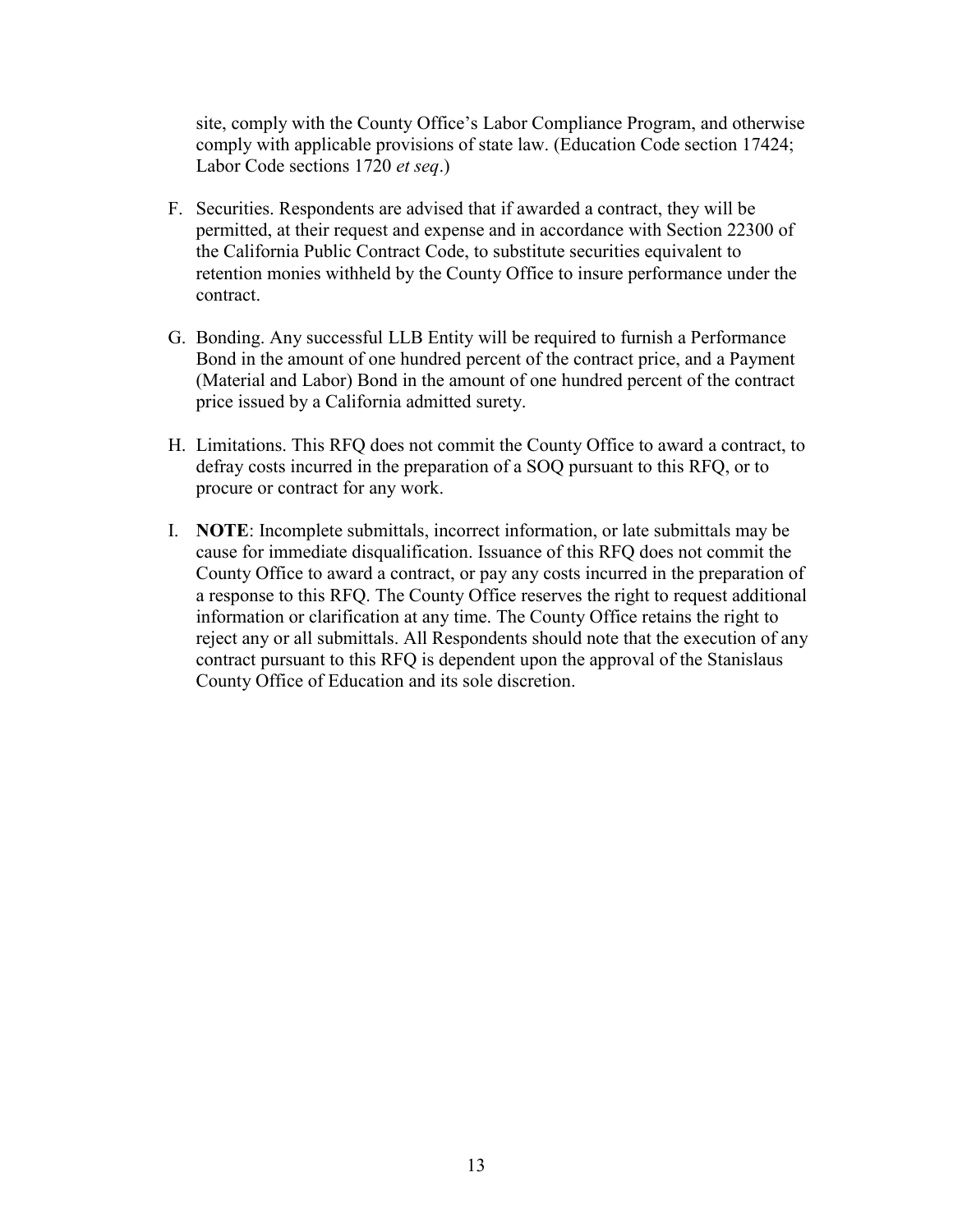site, comply with the County Office's Labor Compliance Program, and otherwise comply with applicable provisions of state law. (Education Code section 17424; Labor Code sections 1720 *et seq*.)

F. Securities. Respondents are advised that if awarded a contract, they will be permitted, at their request and expense and in accordance with Section 22300 of the California Public Contract Code, to substitute securities equivalent to retention monies withheld by the County Office to insure performance under the contract.

G. Bonding. Any successful LLB Entity will be required to furnish a Performance Bond in the amount of one hundred percent of the contract price, and a Payment (Material and Labor) Bond in the amount of one hundred percent of the contract price issued by a California admitted surety.

H. Limitations. This RFQ does not commit the County Office to award a contract, to defray costs incurred in the preparation of a SOQ pursuant to this RFQ, or to procure or contract for any work.

I. **NOTE**: Incomplete submittals, incorrect information, or late submittals may be cause for immediate disqualification. Issuance of this RFQ does not commit the County Office to award a contract, or pay any costs incurred in the preparation of a response to this RFQ. The County Office reserves the right to request additional information or clarification at any time. The County Office retains the right to reject any or all submittals. All Respondents should note that the execution of any contract pursuant to this RFQ is dependent upon the approval of the Stanislaus County Office of Education and its sole discretion.